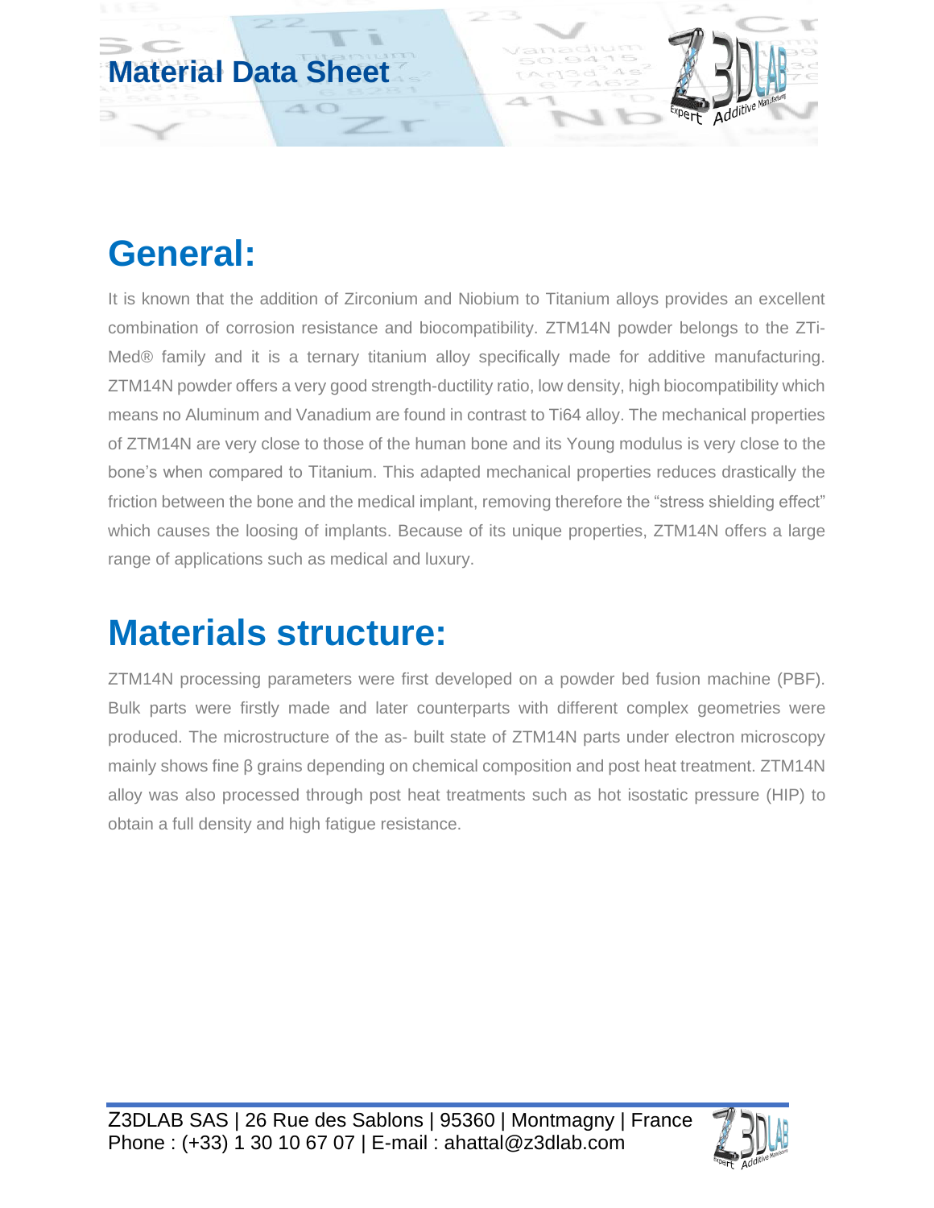# Material Data Sheet

## General:

It is known that the addition of Zirconium and Niobium to Titanium alloys provides an excellent combination of corrosion resistance and biocompatibility. ZTM14N powder belongs to the ZTi-Med® family and it is a ternary titanium alloy specifically made for additive manufacturing. ZTM14N powder offers a very good strength-ductility ratio, low density, high biocompatibility which means no Aluminum and Vanadium are found in contrast to Ti64 alloy. The mechanical properties of ZTM14N are very close to those of the human bone and its Young modulus is very close to the bone's when compared to Titanium. This adapted mechanical properties reduces drastically the friction between the bone and the medical implant, removing therefore the "stress shielding effect" which causes the loosing of implants. Because of its unique properties, ZTM14N offers a large range of applications such as medical and luxury.

## Materials structure:

ZTM14N processing parameters were first developed on a powder bed fusion machine (PBF). Bulk parts were firstly made and later counterparts with different complex geometries were produced. The microstructure of the as- built state of ZTM14N parts under electron microscopy mainly shows fine β grains depending on chemical composition and post heat treatment. ZTM14N alloy was also processed through post heat treatments such as hot isostatic pressure (HIP) to obtain a full density and high fatigue resistance.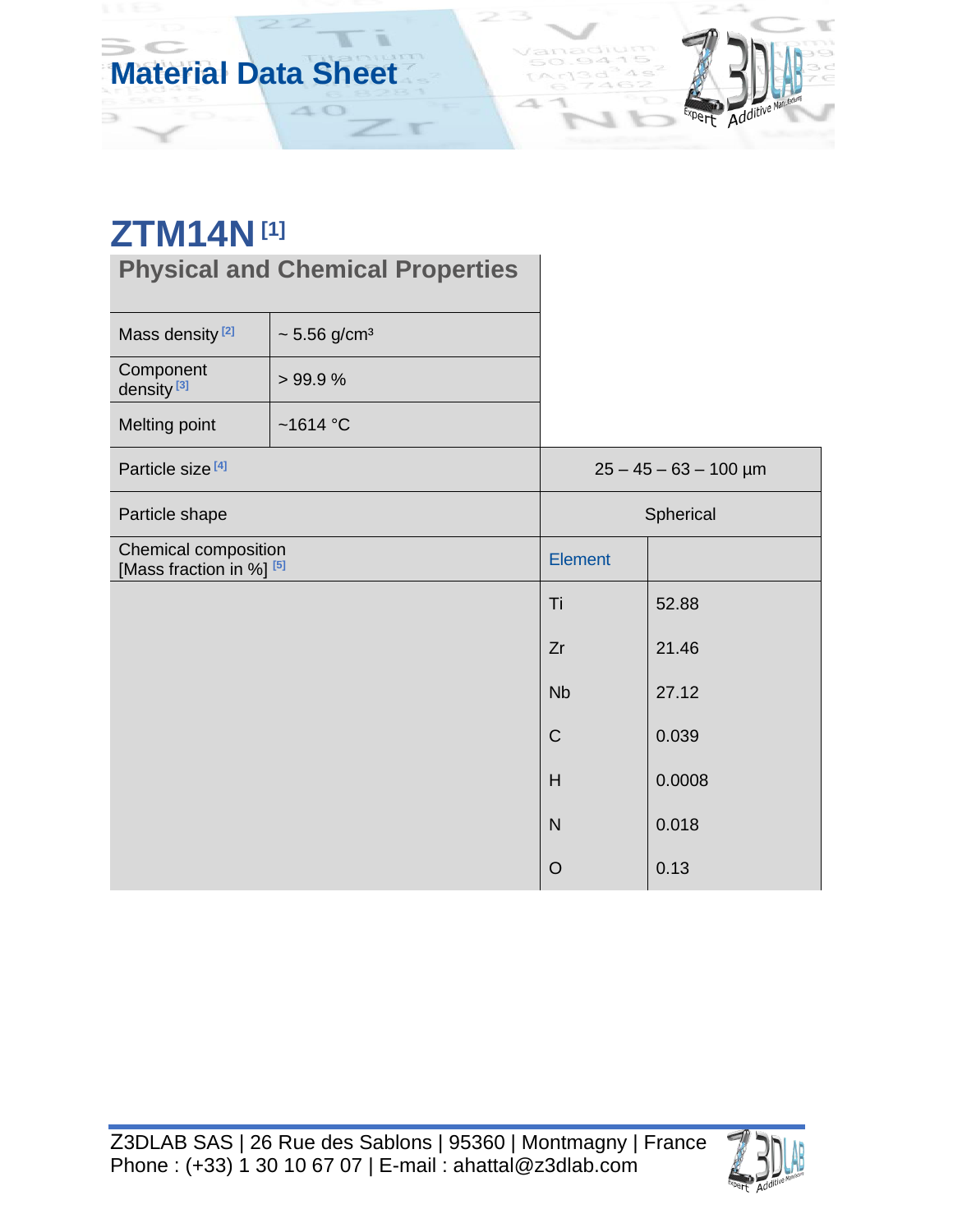# Material Data Sheet

## ZTM14N [1]

### Physical and Chemical Properties

| Property | Value | |
|---|---|---|
| Mass density [2] | ~ 5.56 g/cm³ | |
| Component density [3] | > 99.9 % | |
| Melting point | ~1614 °C | |
| Particle size [4] | 25 – 45 – 63 – 100 µm | |
| Particle shape | Spherical | |
| Chemical composition [Mass fraction in %] [5] | Element | |
| | Ti | 52.88 |
| | Zr | 21.46 |
| | Nb | 27.12 |
| | C | 0.039 |
| | H | 0.0008 |
| | N | 0.018 |
| | O | 0.13 |

Z3DLAB SAS | 26 Rue des Sablons | 95360 | Montmagny | France
Phone : (+33) 1 30 10 67 07 | E-mail : ahattal@z3dlab.com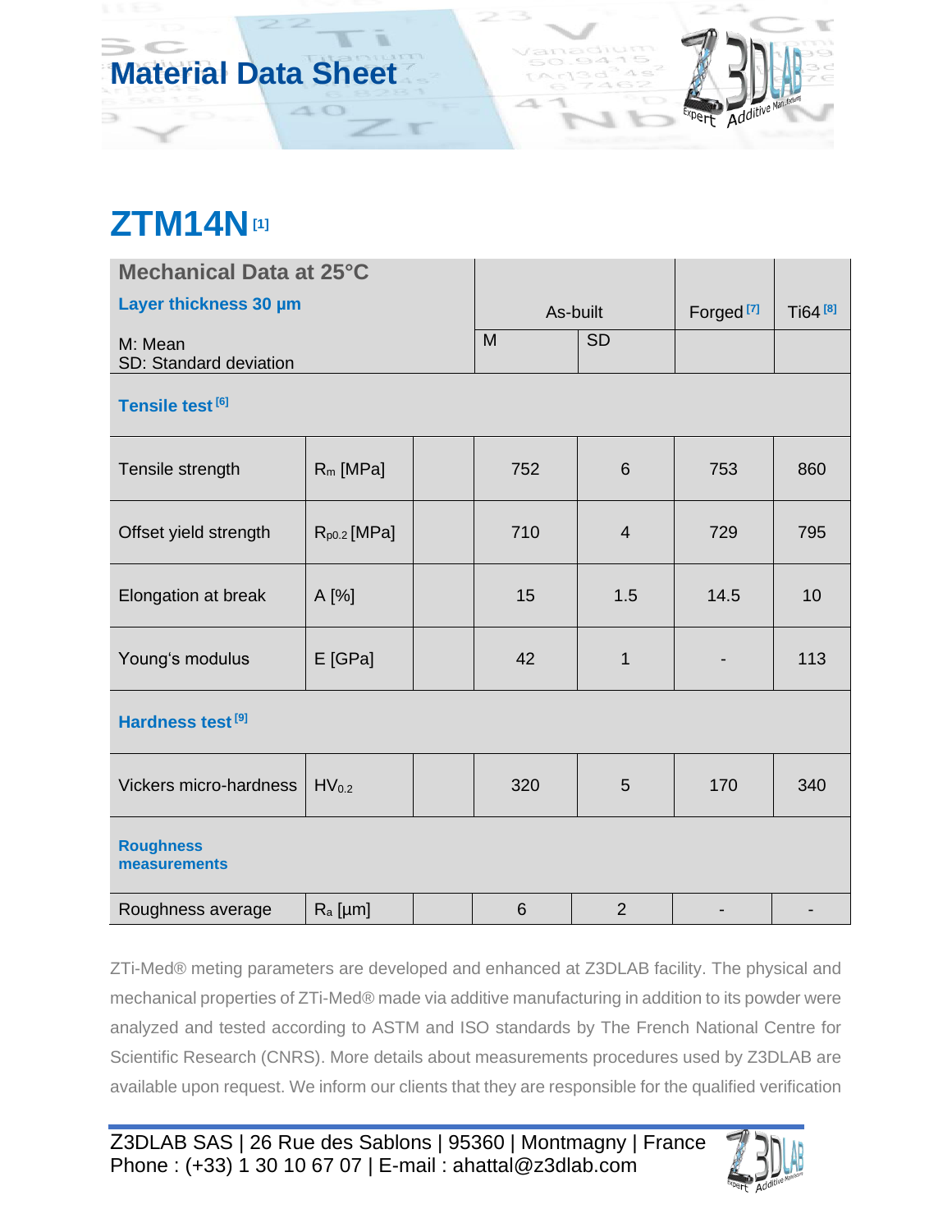# Material Data Sheet

## ZTM14N [1]

| Mechanical Data at 25°C<br>Layer thickness 30 µm<br>M: Mean<br>SD: Standard deviation | | | As-built | | Forged [7] | Ti64 [8] |
|---|---|---|---|---|---|---|
| | | | M | SD | | |
| **Tensile test [6]** | | | | | | |
| Tensile strength | $R_m$ [MPa] | | 752 | 6 | 753 | 860 |
| Offset yield strength | $R_{p0.2}$ [MPa] | | 710 | 4 | 729 | 795 |
| Elongation at break | A [%] | | 15 | 1.5 | 14.5 | 10 |
| Young's modulus | E [GPa] | | 42 | 1 | - | 113 |
| **Hardness test [9]** | | | | | | |
| Vickers micro-hardness | $HV_{0.2}$ | | 320 | 5 | 170 | 340 |
| **Roughness measurements** | | | | | | |
| Roughness average | $R_a$ [µm] | | 6 | 2 | - | - |

ZTi-Med® meting parameters are developed and enhanced at Z3DLAB facility. The physical and mechanical properties of ZTi-Med® made via additive manufacturing in addition to its powder were analyzed and tested according to ASTM and ISO standards by The French National Centre for Scientific Research (CNRS). More details about measurements procedures used by Z3DLAB are available upon request. We inform our clients that they are responsible for the qualified verification

Z3DLAB SAS | 26 Rue des Sablons | 95360 | Montmagny | France
Phone : (+33) 1 30 10 67 07 | E-mail : ahattal@z3dlab.com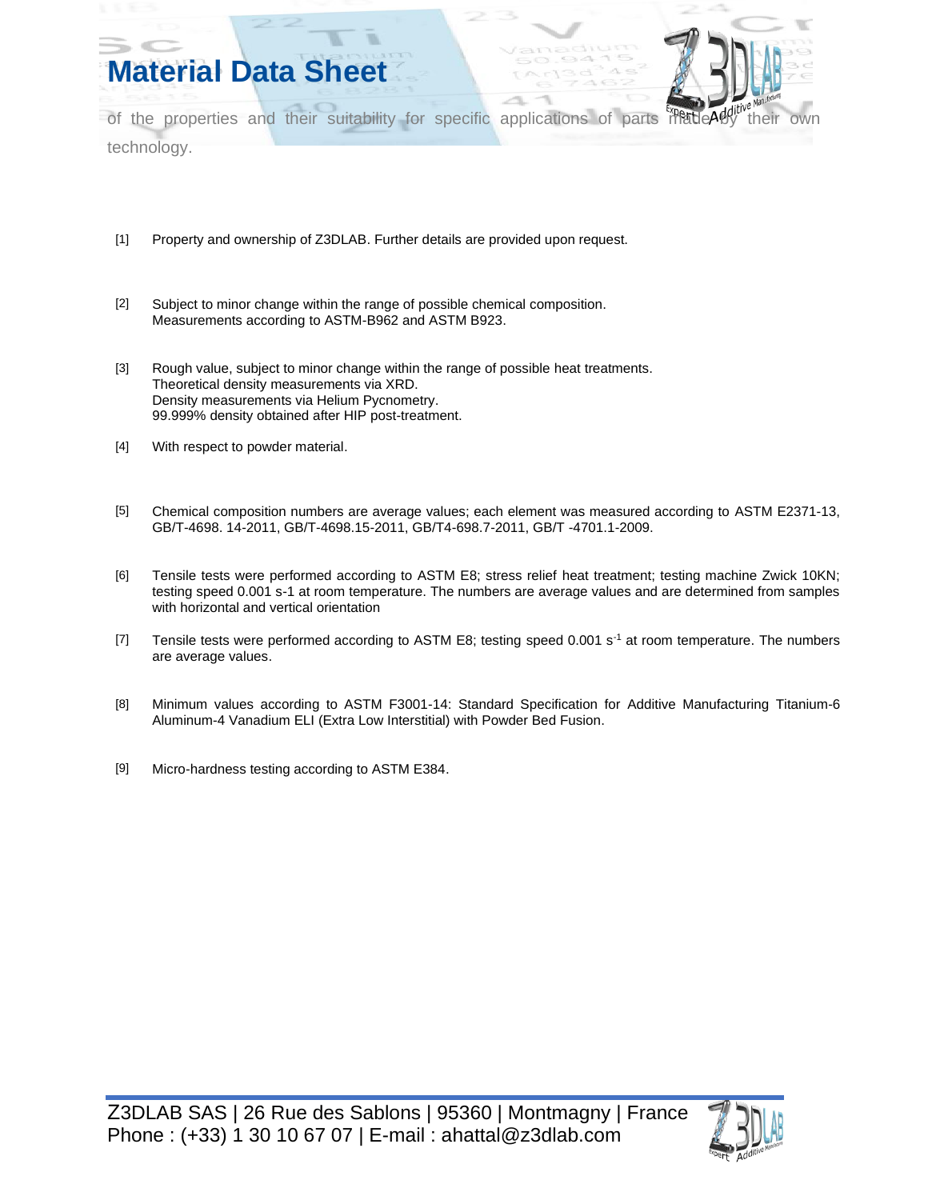# Material Data Sheet

of the properties and their suitability for specific applications of parts made by their own technology.

[1] Property and ownership of Z3DLAB. Further details are provided upon request.

[2] Subject to minor change within the range of possible chemical composition.
Measurements according to ASTM-B962 and ASTM B923.

[3] Rough value, subject to minor change within the range of possible heat treatments.
Theoretical density measurements via XRD.
Density measurements via Helium Pycnometry.
99.999% density obtained after HIP post-treatment.

[4] With respect to powder material.

[5] Chemical composition numbers are average values; each element was measured according to ASTM E2371-13, GB/T-4698. 14-2011, GB/T-4698.15-2011, GB/T4-698.7-2011, GB/T -4701.1-2009.

[6] Tensile tests were performed according to ASTM E8; stress relief heat treatment; testing machine Zwick 10KN; testing speed 0.001 s-1 at room temperature. The numbers are average values and are determined from samples with horizontal and vertical orientation

[7] Tensile tests were performed according to ASTM E8; testing speed 0.001 $s^{-1}$ at room temperature. The numbers are average values.

[8] Minimum values according to ASTM F3001-14: Standard Specification for Additive Manufacturing Titanium-6 Aluminum-4 Vanadium ELI (Extra Low Interstitial) with Powder Bed Fusion.

[9] Micro-hardness testing according to ASTM E384.

Z3DLAB SAS | 26 Rue des Sablons | 95360 | Montmagny | France
Phone : (+33) 1 30 10 67 07 | E-mail : ahattal@z3dlab.com